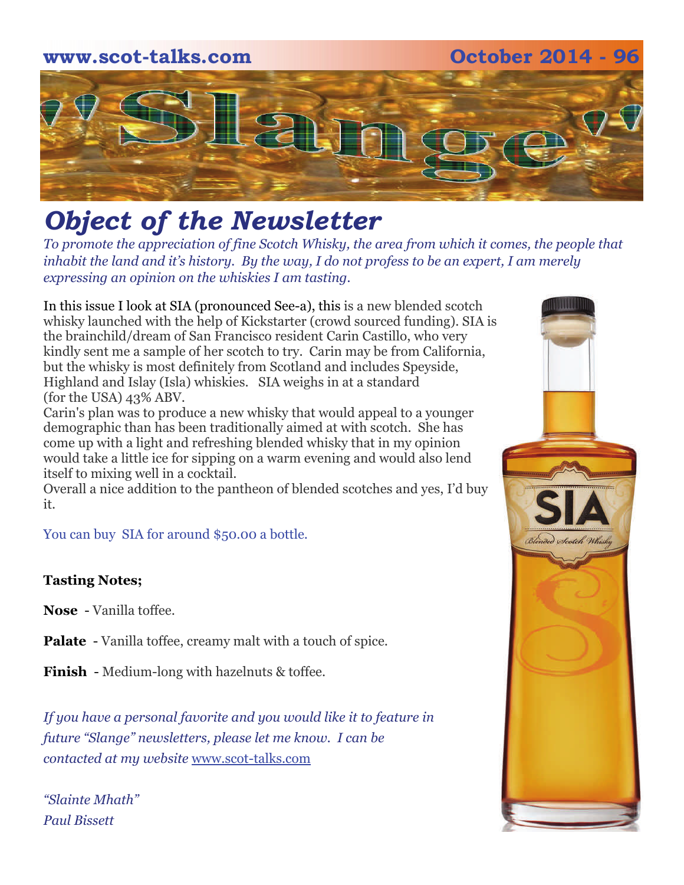www.scot-talks.com | October 2014 - 96

# "Slange"

## *Object of the Newsletter*

*To promote the appreciation of fine Scotch Whisky, the area from which it comes, the people that inhabit the land and it's history. By the way, I do not profess to be an expert, I am merely expressing an opinion on the whiskies I am tasting.*

In this issue I look at SIA (pronounced See-a), this is a new blended scotch whisky launched with the help of Kickstarter (crowd sourced funding). SIA is the brainchild/dream of San Francisco resident Carin Castillo, who very kindly sent me a sample of her scotch to try. Carin may be from California, but the whisky is most definitely from Scotland and includes Speyside, Highland and Islay (Isla) whiskies. SIA weighs in at a standard (for the USA) 43% ABV.

Carin's plan was to produce a new whisky that would appeal to a younger demographic than has been traditionally aimed at with scotch. She has come up with a light and refreshing blended whisky that in my opinion would take a little ice for sipping on a warm evening and would also lend itself to mixing well in a cocktail.

Overall a nice addition to the pantheon of blended scotches and yes, I'd buy it.

You can buy SIA for around $50.00 a bottle.

**Tasting Notes;**

**Nose** - Vanilla toffee.

**Palate** - Vanilla toffee, creamy malt with a touch of spice.

**Finish** - Medium-long with hazelnuts & toffee.

*If you have a personal favorite and you would like it to feature in future "Slange" newsletters, please let me know. I can be contacted at my website* www.scot-talks.com

*"Slainte Mhath"*
*Paul Bissett*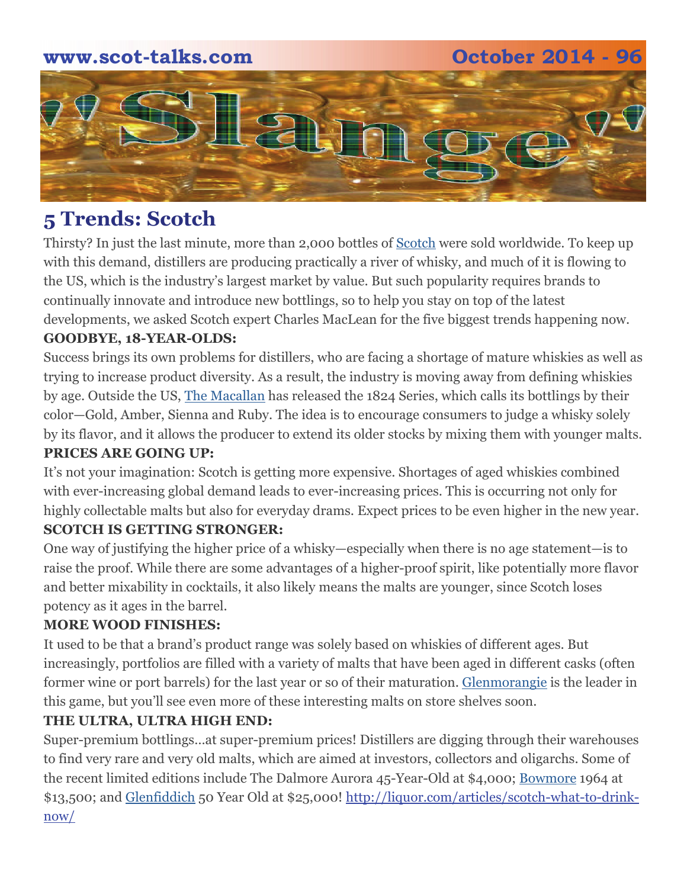## 5 Trends: Scotch

Thirsty? In just the last minute, more than 2,000 bottles of Scotch were sold worldwide. To keep up with this demand, distillers are producing practically a river of whisky, and much of it is flowing to the US, which is the industry's largest market by value. But such popularity requires brands to continually innovate and introduce new bottlings, so to help you stay on top of the latest developments, we asked Scotch expert Charles MacLean for the five biggest trends happening now.

**GOODBYE, 18-YEAR-OLDS:**

Success brings its own problems for distillers, who are facing a shortage of mature whiskies as well as trying to increase product diversity. As a result, the industry is moving away from defining whiskies by age. Outside the US, The Macallan has released the 1824 Series, which calls its bottlings by their color—Gold, Amber, Sienna and Ruby. The idea is to encourage consumers to judge a whisky solely by its flavor, and it allows the producer to extend its older stocks by mixing them with younger malts.

**PRICES ARE GOING UP:**

It's not your imagination: Scotch is getting more expensive. Shortages of aged whiskies combined with ever-increasing global demand leads to ever-increasing prices. This is occurring not only for highly collectable malts but also for everyday drams. Expect prices to be even higher in the new year.

**SCOTCH IS GETTING STRONGER:**

One way of justifying the higher price of a whisky—especially when there is no age statement—is to raise the proof. While there are some advantages of a higher-proof spirit, like potentially more flavor and better mixability in cocktails, it also likely means the malts are younger, since Scotch loses potency as it ages in the barrel.

**MORE WOOD FINISHES:**

It used to be that a brand's product range was solely based on whiskies of different ages. But increasingly, portfolios are filled with a variety of malts that have been aged in different casks (often former wine or port barrels) for the last year or so of their maturation. Glenmorangie is the leader in this game, but you'll see even more of these interesting malts on store shelves soon.

**THE ULTRA, ULTRA HIGH END:**

Super-premium bottlings…at super-premium prices! Distillers are digging through their warehouses to find very rare and very old malts, which are aimed at investors, collectors and oligarchs. Some of the recent limited editions include The Dalmore Aurora 45-Year-Old at $4,000; Bowmore 1964 at $13,500; and Glenfiddich 50 Year Old at $25,000! http://liquor.com/articles/scotch-what-to-drink-now/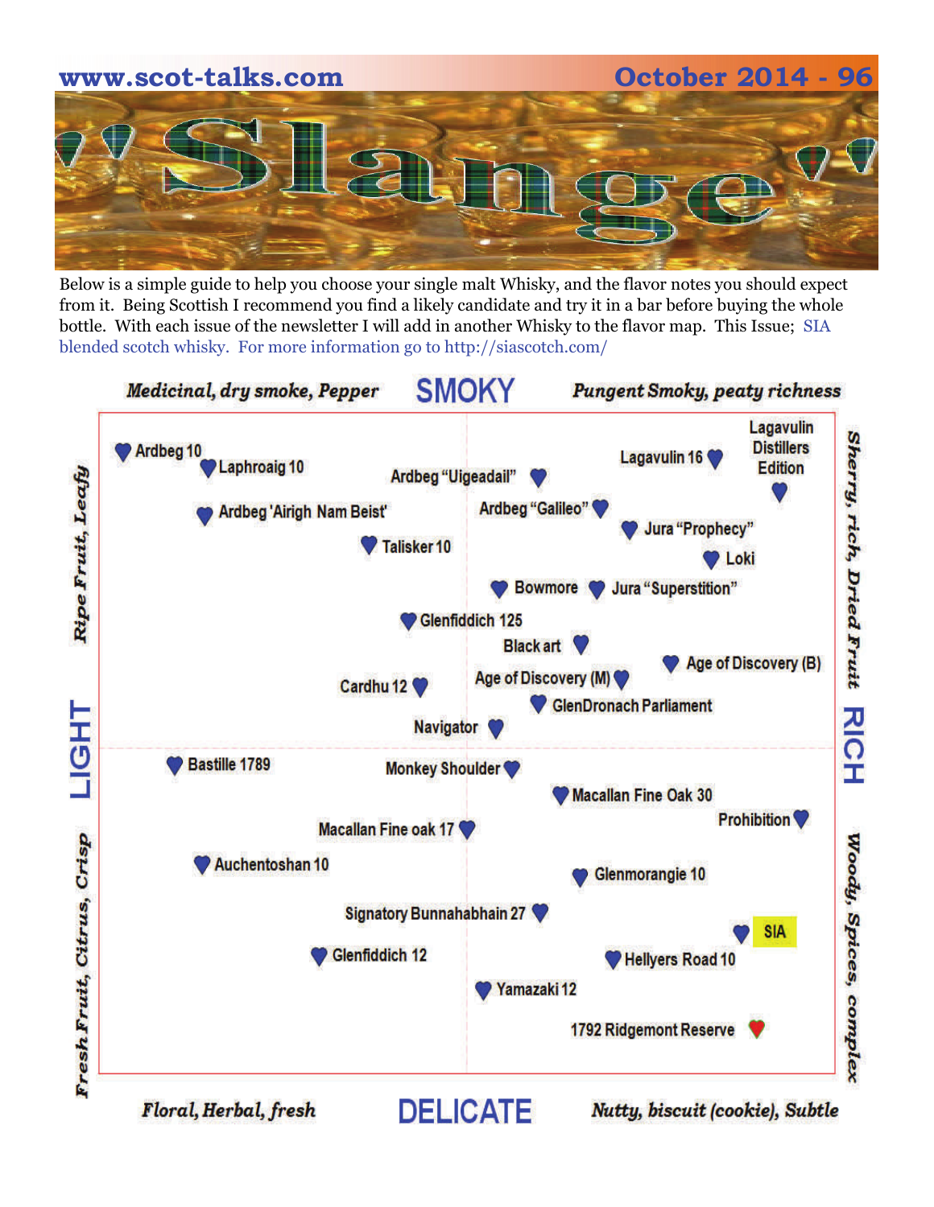www.scot-talks.com October 2014 - 96

# "Slange"

Below is a simple guide to help you choose your single malt Whisky, and the flavor notes you should expect from it. Being Scottish I recommend you find a likely candidate and try it in a bar before buying the whole bottle. With each issue of the newsletter I will add in another Whisky to the flavor map. This Issue; SIA blended scotch whisky. For more information go to http://siascotch.com/

*Medicinal, dry smoke, Pepper* **SMOKY** *Pungent Smoky, peaty richness*

- Ardbeg 10
- Laphroaig 10
- Ardbeg "Uigeadail"
- Lagavulin 16
- Lagavulin Distillers Edition
- Ardbeg 'Airigh Nam Beist'
- Ardbeg "Galileo"
- Jura "Prophecy"
- Talisker 10
- Loki
- Bowmore
- Jura "Superstition"
- Glenfiddich 125
- Black art
- Age of Discovery (B)
- Cardhu 12
- Age of Discovery (M)
- GlenDronach Parliament
- Navigator
- Bastille 1789
- Monkey Shoulder
- Macallan Fine Oak 30
- Prohibition
- Macallan Fine oak 17
- Auchentoshan 10
- Glenmorangie 10
- Signatory Bunnahabhain 27
- SIA
- Glenfiddich 12
- Hellyers Road 10
- Yamazaki 12
- 1792 Ridgemont Reserve

*Ripe Fruit, Leafy* **LIGHT** *Fresh Fruit, Citrus, Crisp*

*Sherry, rich, Dried Fruit* **RICH** *Woody, Spices, complex*

*Floral, Herbal, fresh* **DELICATE** *Nutty, biscuit (cookie), Subtle*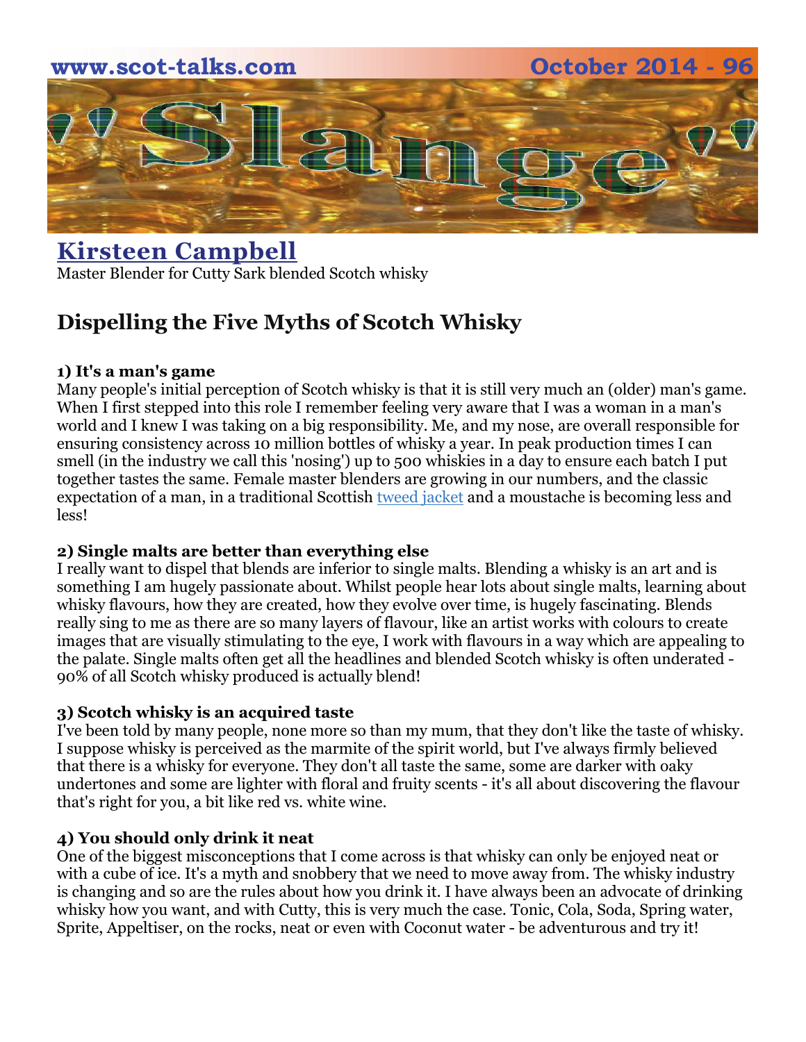## Kirsteen Campbell

Master Blender for Cutty Sark blended Scotch whisky

# Dispelling the Five Myths of Scotch Whisky

**1) It's a man's game**

Many people's initial perception of Scotch whisky is that it is still very much an (older) man's game. When I first stepped into this role I remember feeling very aware that I was a woman in a man's world and I knew I was taking on a big responsibility. Me, and my nose, are overall responsible for ensuring consistency across 10 million bottles of whisky a year. In peak production times I can smell (in the industry we call this 'nosing') up to 500 whiskies in a day to ensure each batch I put together tastes the same. Female master blenders are growing in our numbers, and the classic expectation of a man, in a traditional Scottish tweed jacket and a moustache is becoming less and less!

**2) Single malts are better than everything else**

I really want to dispel that blends are inferior to single malts. Blending a whisky is an art and is something I am hugely passionate about. Whilst people hear lots about single malts, learning about whisky flavours, how they are created, how they evolve over time, is hugely fascinating. Blends really sing to me as there are so many layers of flavour, like an artist works with colours to create images that are visually stimulating to the eye, I work with flavours in a way which are appealing to the palate. Single malts often get all the headlines and blended Scotch whisky is often underated - 90% of all Scotch whisky produced is actually blend!

**3) Scotch whisky is an acquired taste**

I've been told by many people, none more so than my mum, that they don't like the taste of whisky. I suppose whisky is perceived as the marmite of the spirit world, but I've always firmly believed that there is a whisky for everyone. They don't all taste the same, some are darker with oaky undertones and some are lighter with floral and fruity scents - it's all about discovering the flavour that's right for you, a bit like red vs. white wine.

**4) You should only drink it neat**

One of the biggest misconceptions that I come across is that whisky can only be enjoyed neat or with a cube of ice. It's a myth and snobbery that we need to move away from. The whisky industry is changing and so are the rules about how you drink it. I have always been an advocate of drinking whisky how you want, and with Cutty, this is very much the case. Tonic, Cola, Soda, Spring water, Sprite, Appeltiser, on the rocks, neat or even with Coconut water - be adventurous and try it!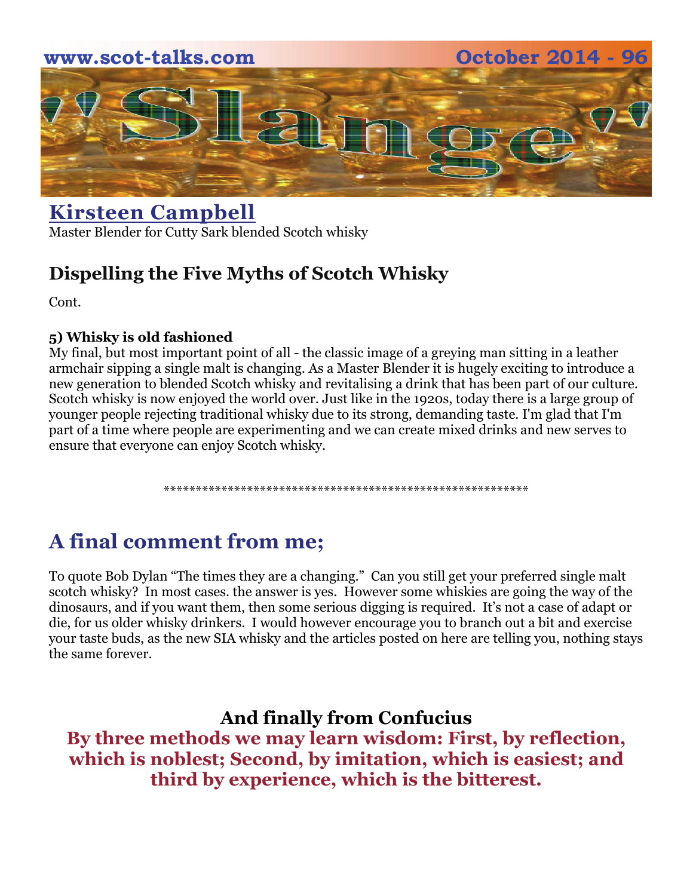## Kirsteen Campbell

Master Blender for Cutty Sark blended Scotch whisky

### Dispelling the Five Myths of Scotch Whisky

Cont.

**5) Whisky is old fashioned**

My final, but most important point of all - the classic image of a greying man sitting in a leather armchair sipping a single malt is changing. As a Master Blender it is hugely exciting to introduce a new generation to blended Scotch whisky and revitalising a drink that has been part of our culture. Scotch whisky is now enjoyed the world over. Just like in the 1920s, today there is a large group of younger people rejecting traditional whisky due to its strong, demanding taste. I'm glad that I'm part of a time where people are experimenting and we can create mixed drinks and new serves to ensure that everyone can enjoy Scotch whisky.

\*\*\*\*\*\*\*\*\*\*\*\*\*\*\*\*\*\*\*\*\*\*\*\*\*\*\*\*\*\*\*\*\*\*\*\*\*\*\*\*\*\*\*\*\*\*\*\*\*\*\*\*\*\*\*\*\*\*

## A final comment from me;

To quote Bob Dylan "The times they are a changing." Can you still get your preferred single malt scotch whisky? In most cases. the answer is yes. However some whiskies are going the way of the dinosaurs, and if you want them, then some serious digging is required. It's not a case of adapt or die, for us older whisky drinkers. I would however encourage you to branch out a bit and exercise your taste buds, as the new SIA whisky and the articles posted on here are telling you, nothing stays the same forever.

### And finally from Confucius

**By three methods we may learn wisdom: First, by reflection, which is noblest; Second, by imitation, which is easiest; and third by experience, which is the bitterest.**